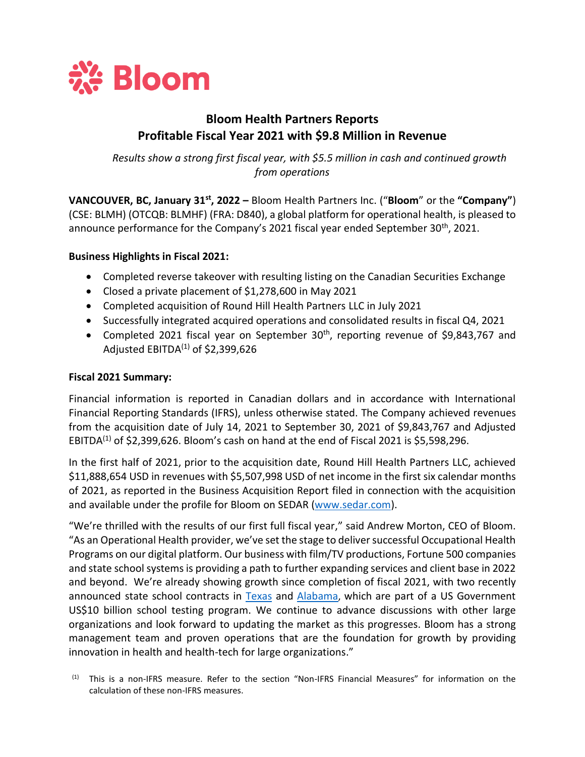Bloom

# Bloom Health Partners Reports Profitable Fiscal Year 2021 with $9.8 Million in Revenue

*Results show a strong first fiscal year, with $5.5 million in cash and continued growth from operations*

**VANCOUVER, BC, January 31st, 2022 –** Bloom Health Partners Inc. ("**Bloom**" or the **"Company"**) (CSE: BLMH) (OTCQB: BLMHF) (FRA: D840), a global platform for operational health, is pleased to announce performance for the Company's 2021 fiscal year ended September 30th, 2021.

**Business Highlights in Fiscal 2021:**

- Completed reverse takeover with resulting listing on the Canadian Securities Exchange
- Closed a private placement of $1,278,600 in May 2021
- Completed acquisition of Round Hill Health Partners LLC in July 2021
- Successfully integrated acquired operations and consolidated results in fiscal Q4, 2021
- Completed 2021 fiscal year on September 30th, reporting revenue of $9,843,767 and Adjusted EBITDA(1) of $2,399,626

**Fiscal 2021 Summary:**

Financial information is reported in Canadian dollars and in accordance with International Financial Reporting Standards (IFRS), unless otherwise stated. The Company achieved revenues from the acquisition date of July 14, 2021 to September 30, 2021 of $9,843,767 and Adjusted EBITDA(1) of $2,399,626. Bloom's cash on hand at the end of Fiscal 2021 is $5,598,296.

In the first half of 2021, prior to the acquisition date, Round Hill Health Partners LLC, achieved $11,888,654 USD in revenues with $5,507,998 USD of net income in the first six calendar months of 2021, as reported in the Business Acquisition Report filed in connection with the acquisition and available under the profile for Bloom on SEDAR (www.sedar.com).

"We're thrilled with the results of our first full fiscal year," said Andrew Morton, CEO of Bloom. "As an Operational Health provider, we've set the stage to deliver successful Occupational Health Programs on our digital platform. Our business with film/TV productions, Fortune 500 companies and state school systems is providing a path to further expanding services and client base in 2022 and beyond. We're already showing growth since completion of fiscal 2021, with two recently announced state school contracts in Texas and Alabama, which are part of a US Government US$10 billion school testing program. We continue to advance discussions with other large organizations and look forward to updating the market as this progresses. Bloom has a strong management team and proven operations that are the foundation for growth by providing innovation in health and health-tech for large organizations."

(1) This is a non-IFRS measure. Refer to the section "Non-IFRS Financial Measures" for information on the calculation of these non-IFRS measures.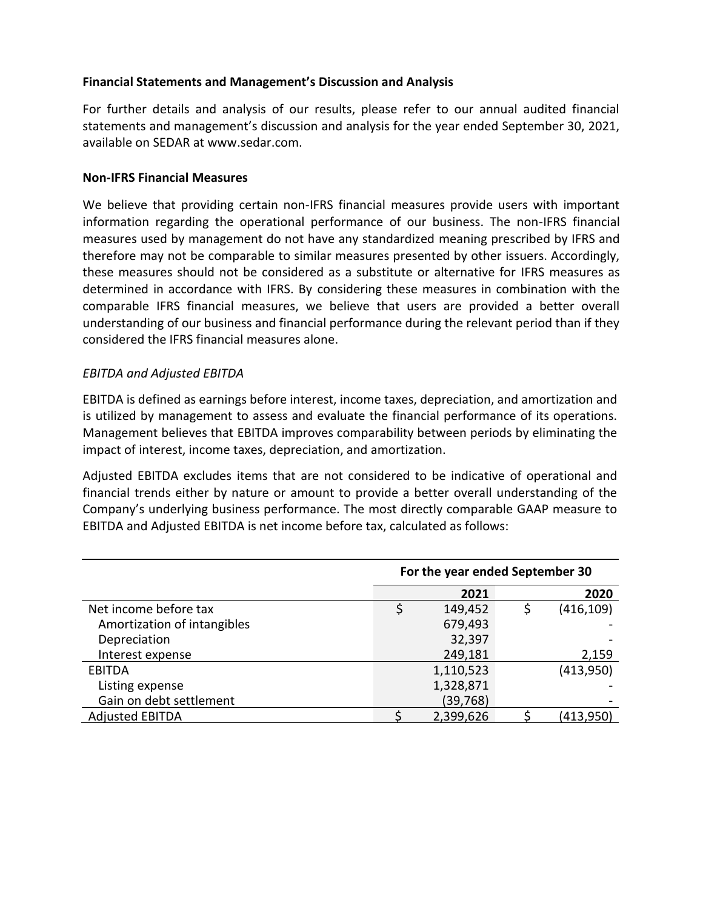**Financial Statements and Management's Discussion and Analysis**

For further details and analysis of our results, please refer to our annual audited financial statements and management's discussion and analysis for the year ended September 30, 2021, available on SEDAR at www.sedar.com.

**Non-IFRS Financial Measures**

We believe that providing certain non-IFRS financial measures provide users with important information regarding the operational performance of our business. The non-IFRS financial measures used by management do not have any standardized meaning prescribed by IFRS and therefore may not be comparable to similar measures presented by other issuers. Accordingly, these measures should not be considered as a substitute or alternative for IFRS measures as determined in accordance with IFRS. By considering these measures in combination with the comparable IFRS financial measures, we believe that users are provided a better overall understanding of our business and financial performance during the relevant period than if they considered the IFRS financial measures alone.

*EBITDA and Adjusted EBITDA*

EBITDA is defined as earnings before interest, income taxes, depreciation, and amortization and is utilized by management to assess and evaluate the financial performance of its operations. Management believes that EBITDA improves comparability between periods by eliminating the impact of interest, income taxes, depreciation, and amortization.

Adjusted EBITDA excludes items that are not considered to be indicative of operational and financial trends either by nature or amount to provide a better overall understanding of the Company's underlying business performance. The most directly comparable GAAP measure to EBITDA and Adjusted EBITDA is net income before tax, calculated as follows:

| | For the year ended September 30 | |
|---|---|---|
| | **2021** | **2020** |
| Net income before tax | $ 149,452 | $ (416,109) |
| Amortization of intangibles | 679,493 | - |
| Depreciation | 32,397 | - |
| Interest expense | 249,181 | 2,159 |
| EBITDA | 1,110,523 | (413,950) |
| Listing expense | 1,328,871 | - |
| Gain on debt settlement | (39,768) | - |
| Adjusted EBITDA | $ 2,399,626 | $ (413,950) |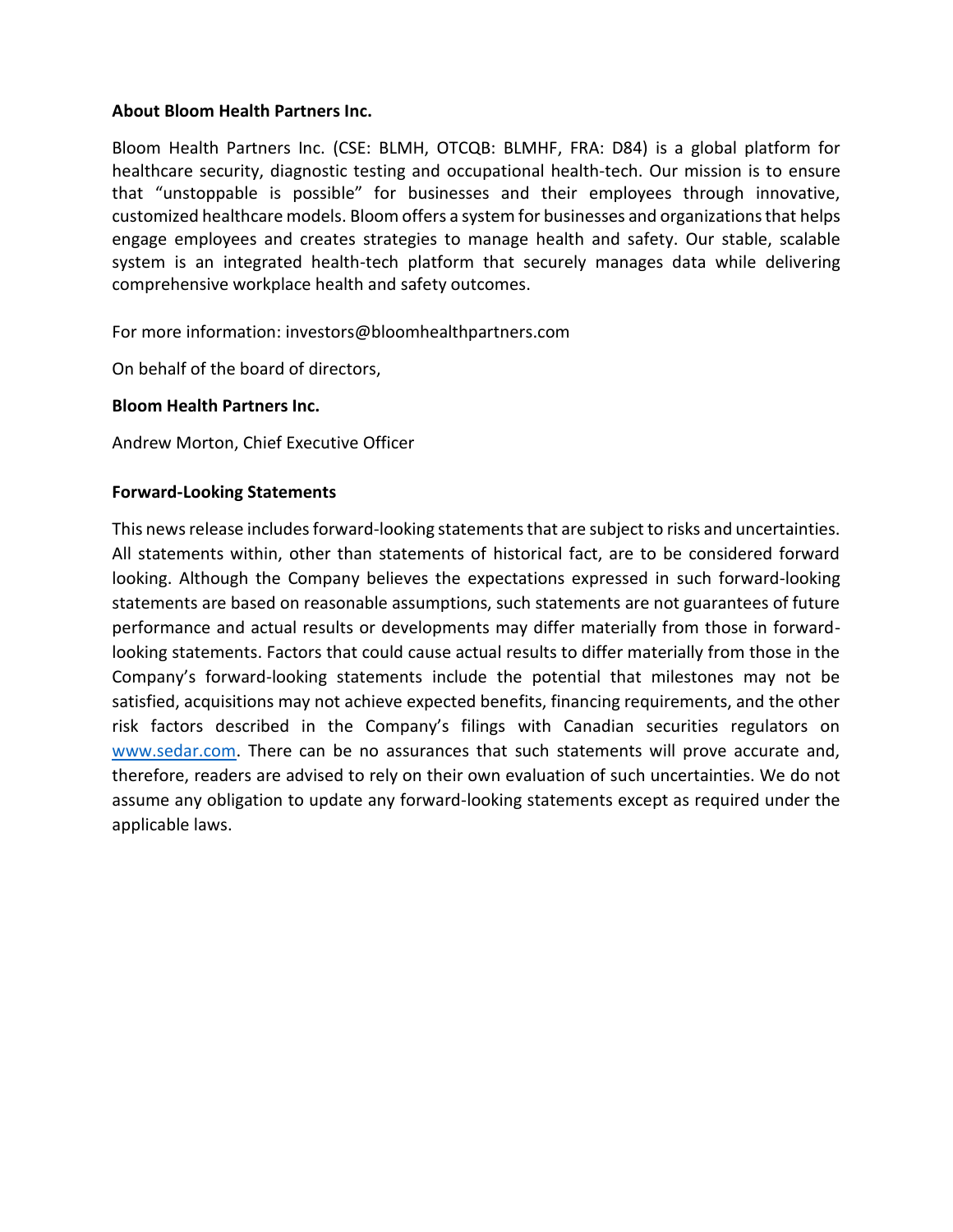**About Bloom Health Partners Inc.**

Bloom Health Partners Inc. (CSE: BLMH, OTCQB: BLMHF, FRA: D84) is a global platform for healthcare security, diagnostic testing and occupational health-tech. Our mission is to ensure that "unstoppable is possible" for businesses and their employees through innovative, customized healthcare models. Bloom offers a system for businesses and organizations that helps engage employees and creates strategies to manage health and safety. Our stable, scalable system is an integrated health-tech platform that securely manages data while delivering comprehensive workplace health and safety outcomes.

For more information: investors@bloomhealthpartners.com

On behalf of the board of directors,

**Bloom Health Partners Inc.**

Andrew Morton, Chief Executive Officer

**Forward-Looking Statements**

This news release includes forward-looking statements that are subject to risks and uncertainties. All statements within, other than statements of historical fact, are to be considered forward looking. Although the Company believes the expectations expressed in such forward-looking statements are based on reasonable assumptions, such statements are not guarantees of future performance and actual results or developments may differ materially from those in forward-looking statements. Factors that could cause actual results to differ materially from those in the Company's forward-looking statements include the potential that milestones may not be satisfied, acquisitions may not achieve expected benefits, financing requirements, and the other risk factors described in the Company's filings with Canadian securities regulators on [www.sedar.com](http://www.sedar.com). There can be no assurances that such statements will prove accurate and, therefore, readers are advised to rely on their own evaluation of such uncertainties. We do not assume any obligation to update any forward-looking statements except as required under the applicable laws.